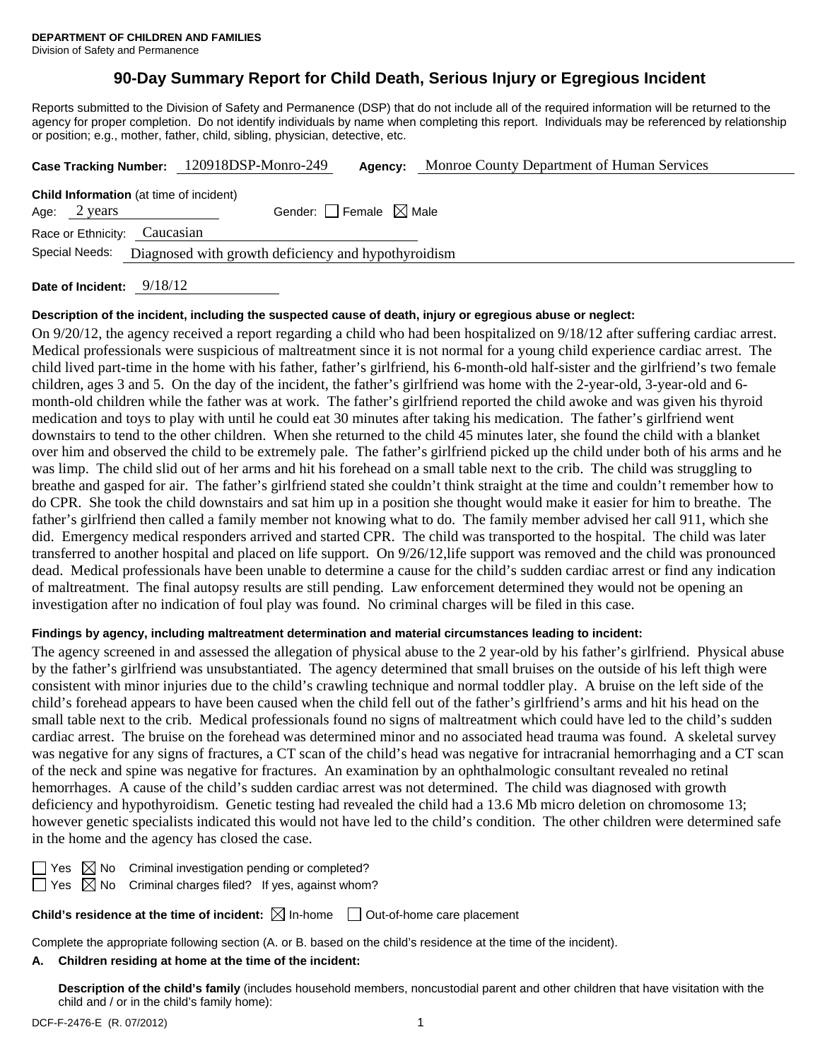**DEPARTMENT OF CHILDREN AND FAMILIES**
Division of Safety and Permanence

# 90-Day Summary Report for Child Death, Serious Injury or Egregious Incident

Reports submitted to the Division of Safety and Permanence (DSP) that do not include all of the required information will be returned to the agency for proper completion. Do not identify individuals by name when completing this report. Individuals may be referenced by relationship or position; e.g., mother, father, child, sibling, physician, detective, etc.

**Case Tracking Number:** 120918DSP-Monro-249 **Agency:** Monroe County Department of Human Services

**Child Information** (at time of incident)
Age: 2 years Gender: ☐ Female ☒ Male
Race or Ethnicity: Caucasian
Special Needs: Diagnosed with growth deficiency and hypothyroidism

**Date of Incident:** 9/18/12

**Description of the incident, including the suspected cause of death, injury or egregious abuse or neglect:**

On 9/20/12, the agency received a report regarding a child who had been hospitalized on 9/18/12 after suffering cardiac arrest. Medical professionals were suspicious of maltreatment since it is not normal for a young child experience cardiac arrest. The child lived part-time in the home with his father, father's girlfriend, his 6-month-old half-sister and the girlfriend's two female children, ages 3 and 5. On the day of the incident, the father's girlfriend was home with the 2-year-old, 3-year-old and 6-month-old children while the father was at work. The father's girlfriend reported the child awoke and was given his thyroid medication and toys to play with until he could eat 30 minutes after taking his medication. The father's girlfriend went downstairs to tend to the other children. When she returned to the child 45 minutes later, she found the child with a blanket over him and observed the child to be extremely pale. The father's girlfriend picked up the child under both of his arms and he was limp. The child slid out of her arms and hit his forehead on a small table next to the crib. The child was struggling to breathe and gasped for air. The father's girlfriend stated she couldn't think straight at the time and couldn't remember how to do CPR. She took the child downstairs and sat him up in a position she thought would make it easier for him to breathe. The father's girlfriend then called a family member not knowing what to do. The family member advised her call 911, which she did. Emergency medical responders arrived and started CPR. The child was transported to the hospital. The child was later transferred to another hospital and placed on life support. On 9/26/12,life support was removed and the child was pronounced dead. Medical professionals have been unable to determine a cause for the child's sudden cardiac arrest or find any indication of maltreatment. The final autopsy results are still pending. Law enforcement determined they would not be opening an investigation after no indication of foul play was found. No criminal charges will be filed in this case.

**Findings by agency, including maltreatment determination and material circumstances leading to incident:**

The agency screened in and assessed the allegation of physical abuse to the 2 year-old by his father's girlfriend. Physical abuse by the father's girlfriend was unsubstantiated. The agency determined that small bruises on the outside of his left thigh were consistent with minor injuries due to the child's crawling technique and normal toddler play. A bruise on the left side of the child's forehead appears to have been caused when the child fell out of the father's girlfriend's arms and hit his head on the small table next to the crib. Medical professionals found no signs of maltreatment which could have led to the child's sudden cardiac arrest. The bruise on the forehead was determined minor and no associated head trauma was found. A skeletal survey was negative for any signs of fractures, a CT scan of the child's head was negative for intracranial hemorrhaging and a CT scan of the neck and spine was negative for fractures. An examination by an ophthalmologic consultant revealed no retinal hemorrhages. A cause of the child's sudden cardiac arrest was not determined. The child was diagnosed with growth deficiency and hypothyroidism. Genetic testing had revealed the child had a 13.6 Mb micro deletion on chromosome 13; however genetic specialists indicated this would not have led to the child's condition. The other children were determined safe in the home and the agency has closed the case.

☐ Yes ☒ No Criminal investigation pending or completed?
☐ Yes ☒ No Criminal charges filed? If yes, against whom?

**Child's residence at the time of incident:** ☒ In-home ☐ Out-of-home care placement

Complete the appropriate following section (A. or B. based on the child's residence at the time of the incident).

**A. Children residing at home at the time of the incident:**

**Description of the child's family** (includes household members, noncustodial parent and other children that have visitation with the child and / or in the child's family home):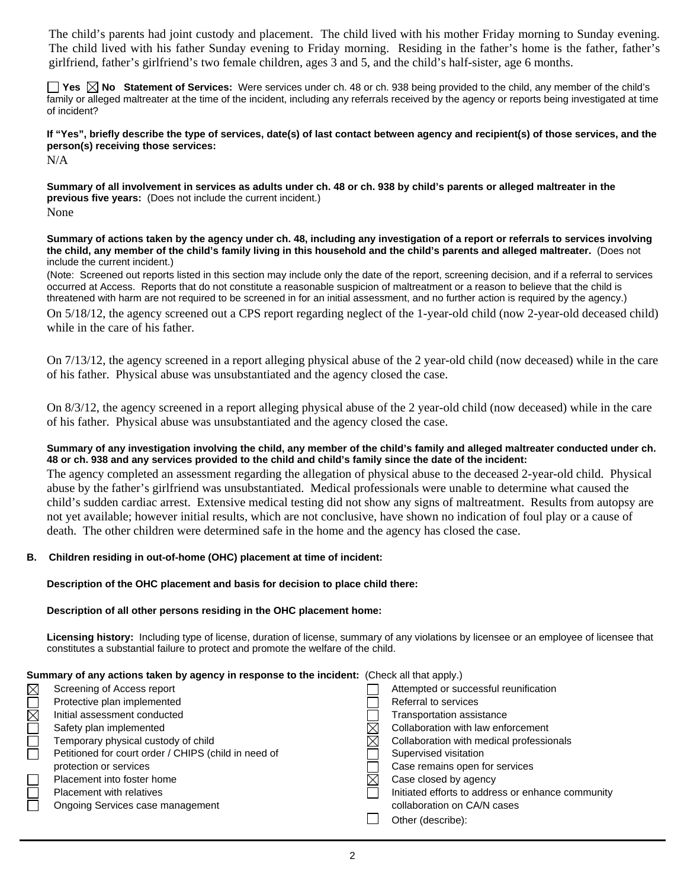The child's parents had joint custody and placement. The child lived with his mother Friday morning to Sunday evening. The child lived with his father Sunday evening to Friday morning. Residing in the father's home is the father, father's girlfriend, father's girlfriend's two female children, ages 3 and 5, and the child's half-sister, age 6 months.

☐ **Yes** ☒ **No** **Statement of Services:** Were services under ch. 48 or ch. 938 being provided to the child, any member of the child's family or alleged maltreater at the time of the incident, including any referrals received by the agency or reports being investigated at time of incident?

**If "Yes", briefly describe the type of services, date(s) of last contact between agency and recipient(s) of those services, and the person(s) receiving those services:**

N/A

**Summary of all involvement in services as adults under ch. 48 or ch. 938 by child's parents or alleged maltreater in the previous five years:** (Does not include the current incident.)

None

**Summary of actions taken by the agency under ch. 48, including any investigation of a report or referrals to services involving the child, any member of the child's family living in this household and the child's parents and alleged maltreater.** (Does not include the current incident.)

(Note: Screened out reports listed in this section may include only the date of the report, screening decision, and if a referral to services occurred at Access. Reports that do not constitute a reasonable suspicion of maltreatment or a reason to believe that the child is threatened with harm are not required to be screened in for an initial assessment, and no further action is required by the agency.)

On 5/18/12, the agency screened out a CPS report regarding neglect of the 1-year-old child (now 2-year-old deceased child) while in the care of his father.

On 7/13/12, the agency screened in a report alleging physical abuse of the 2 year-old child (now deceased) while in the care of his father. Physical abuse was unsubstantiated and the agency closed the case.

On 8/3/12, the agency screened in a report alleging physical abuse of the 2 year-old child (now deceased) while in the care of his father. Physical abuse was unsubstantiated and the agency closed the case.

**Summary of any investigation involving the child, any member of the child's family and alleged maltreater conducted under ch. 48 or ch. 938 and any services provided to the child and child's family since the date of the incident:**

The agency completed an assessment regarding the allegation of physical abuse to the deceased 2-year-old child. Physical abuse by the father's girlfriend was unsubstantiated. Medical professionals were unable to determine what caused the child's sudden cardiac arrest. Extensive medical testing did not show any signs of maltreatment. Results from autopsy are not yet available; however initial results, which are not conclusive, have shown no indication of foul play or a cause of death. The other children were determined safe in the home and the agency has closed the case.

**B. Children residing in out-of-home (OHC) placement at time of incident:**

**Description of the OHC placement and basis for decision to place child there:**

**Description of all other persons residing in the OHC placement home:**

**Licensing history:** Including type of license, duration of license, summary of any violations by licensee or an employee of licensee that constitutes a substantial failure to protect and promote the welfare of the child.

**Summary of any actions taken by agency in response to the incident:** (Check all that apply.)

- ☒ Screening of Access report
- ☐ Protective plan implemented
- ☒ Initial assessment conducted
- ☐ Safety plan implemented
- ☐ Temporary physical custody of child
- ☐ Petitioned for court order / CHIPS (child in need of protection or services
- ☐ Placement into foster home
- ☐ Placement with relatives
- ☐ Ongoing Services case management
- ☐ Attempted or successful reunification
- ☐ Referral to services
- ☐ Transportation assistance
- ☒ Collaboration with law enforcement
- ☒ Collaboration with medical professionals
- ☐ Supervised visitation
- ☐ Case remains open for services
- ☒ Case closed by agency
- ☐ Initiated efforts to address or enhance community collaboration on CA/N cases
- ☐ Other (describe):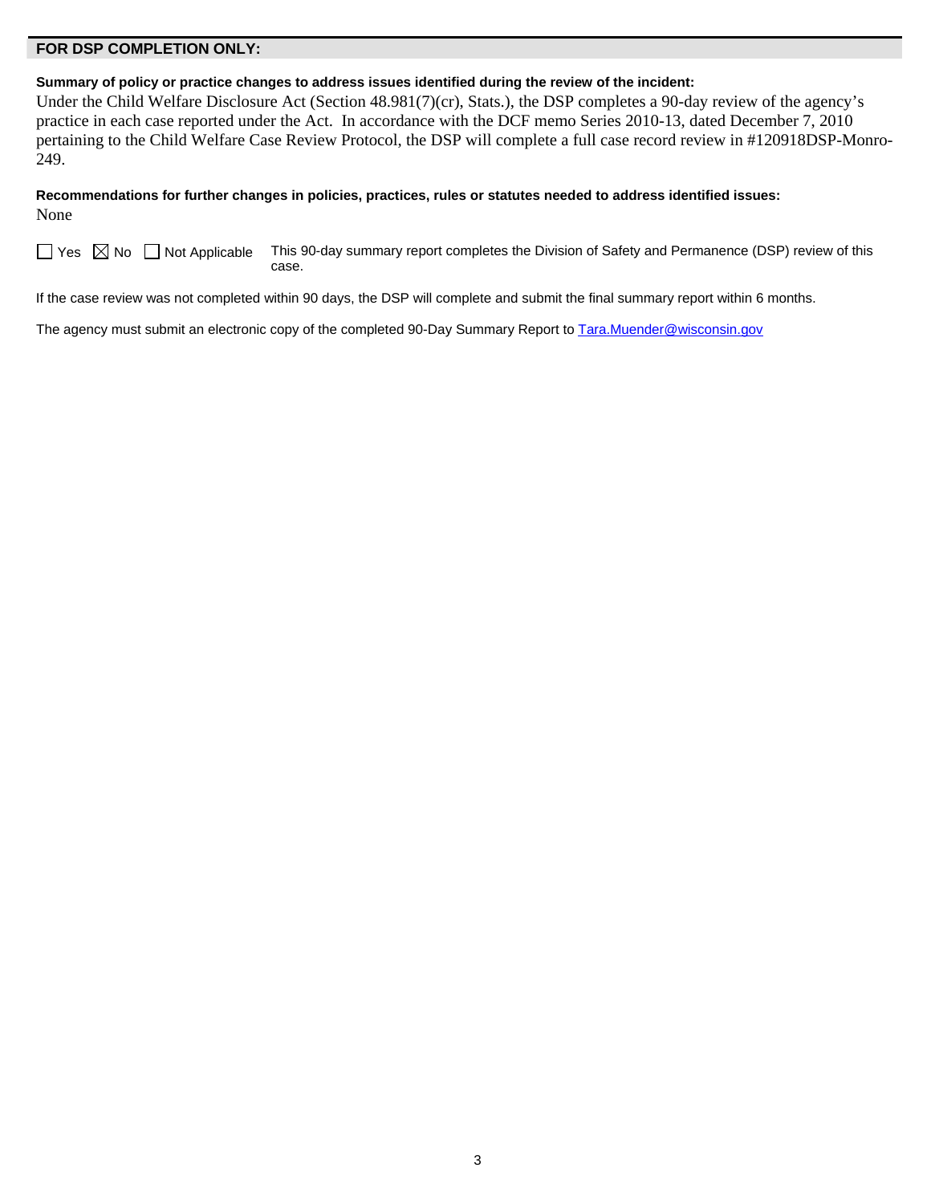## FOR DSP COMPLETION ONLY:

**Summary of policy or practice changes to address issues identified during the review of the incident:**

Under the Child Welfare Disclosure Act (Section 48.981(7)(cr), Stats.), the DSP completes a 90-day review of the agency's practice in each case reported under the Act. In accordance with the DCF memo Series 2010-13, dated December 7, 2010 pertaining to the Child Welfare Case Review Protocol, the DSP will complete a full case record review in #120918DSP-Monro-249.

**Recommendations for further changes in policies, practices, rules or statutes needed to address identified issues:**

None

☐ Yes ☒ No ☐ Not Applicable This 90-day summary report completes the Division of Safety and Permanence (DSP) review of this case.

If the case review was not completed within 90 days, the DSP will complete and submit the final summary report within 6 months.

The agency must submit an electronic copy of the completed 90-Day Summary Report to Tara.Muender@wisconsin.gov